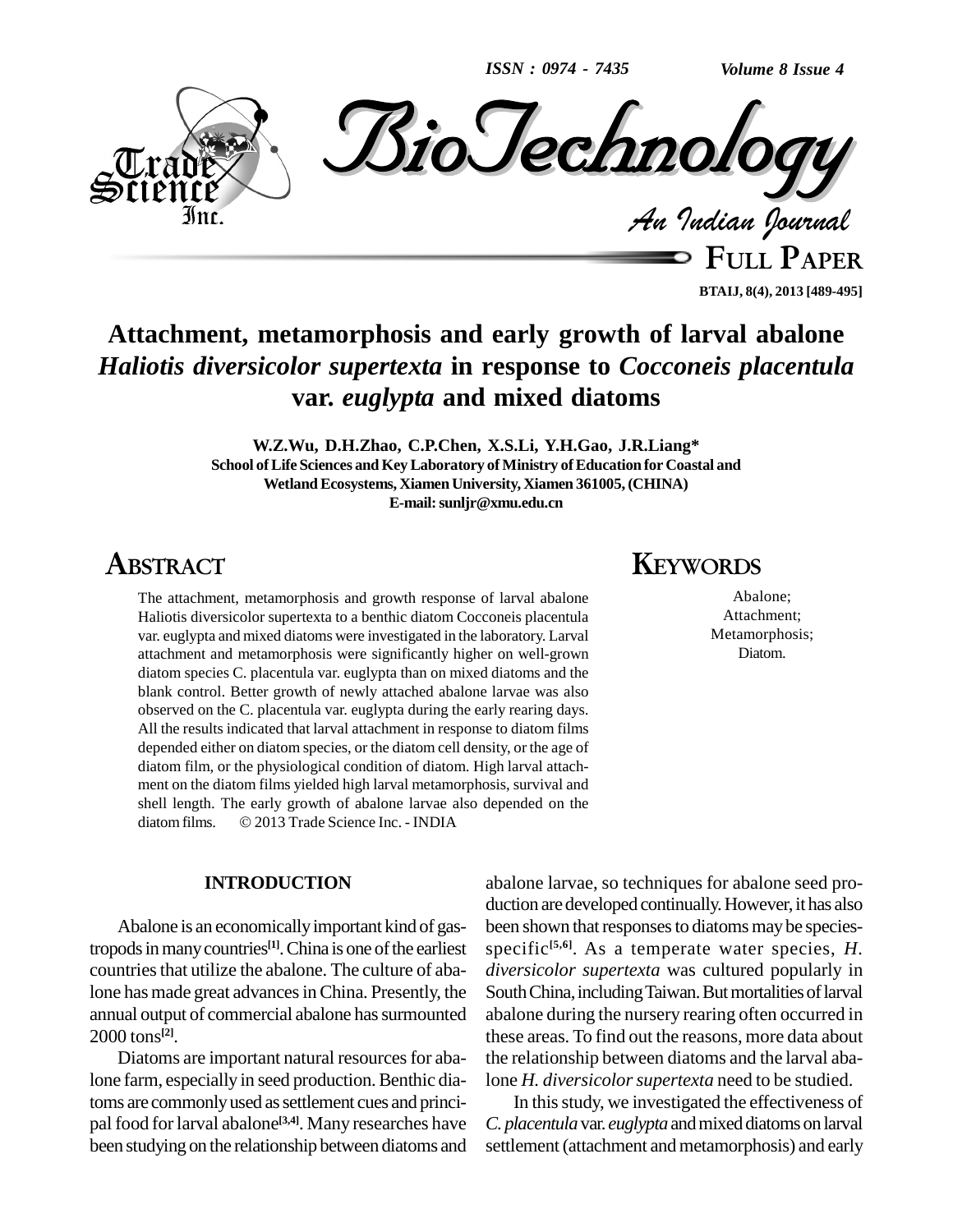# Attachment, metamorphosis and early growth of larval abalone *Haliotis diversicolor supertexta* in response to *Cocconeis placentula* var. *euglypta* and mixed diatoms

**W.Z.Wu, D.H.Zhao, C.P.Chen, X.S.Li, Y.H.Gao, J.R.Liang***

**School of Life Sciences and Key Laboratory of Ministry of Education for Coastal and Wetland Ecosystems, Xiamen University, Xiamen 361005, (CHINA)**

**E-mail: sunljr@xmu.edu.cn**

## ABSTRACT

The attachment, metamorphosis and growth response of larval abalone Haliotis diversicolor supertexta to a benthic diatom Cocconeis placentula var. euglypta and mixed diatoms were investigated in the laboratory. Larval attachment and metamorphosis were significantly higher on well-grown diatom species C. placentula var. euglypta than on mixed diatoms and the blank control. Better growth of newly attached abalone larvae was also observed on the C. placentula var. euglypta during the early rearing days. All the results indicated that larval attachment in response to diatom films depended either on diatom species, or the diatom cell density, or the age of diatom film, or the physiological condition of diatom. High larval attachment on the diatom films yielded high larval metamorphosis, survival and shell length. The early growth of abalone larvae also depended on the diatom films. © 2013 Trade Science Inc. - INDIA

## KEYWORDS

Abalone;
Attachment;
Metamorphosis;
Diatom.

## INTRODUCTION

Abalone is an economically important kind of gastropods in many countries[1]. China is one of the earliest countries that utilize the abalone. The culture of abalone has made great advances in China. Presently, the annual output of commercial abalone has surmounted 2000 tons[2].

Diatoms are important natural resources for abalone farm, especially in seed production. Benthic diatoms are commonly used as settlement cues and principal food for larval abalone[3,4]. Many researches have been studying on the relationship between diatoms and abalone larvae, so techniques for abalone seed production are developed continually. However, it has also been shown that responses to diatoms may be species-specific[5,6]. As a temperate water species, *H. diversicolor supertexta* was cultured popularly in South China, including Taiwan. But mortalities of larval abalone during the nursery rearing often occurred in these areas. To find out the reasons, more data about the relationship between diatoms and the larval abalone *H. diversicolor supertexta* need to be studied.

In this study, we investigated the effectiveness of *C. placentula* var. *euglypta* and mixed diatoms on larval settlement (attachment and metamorphosis) and early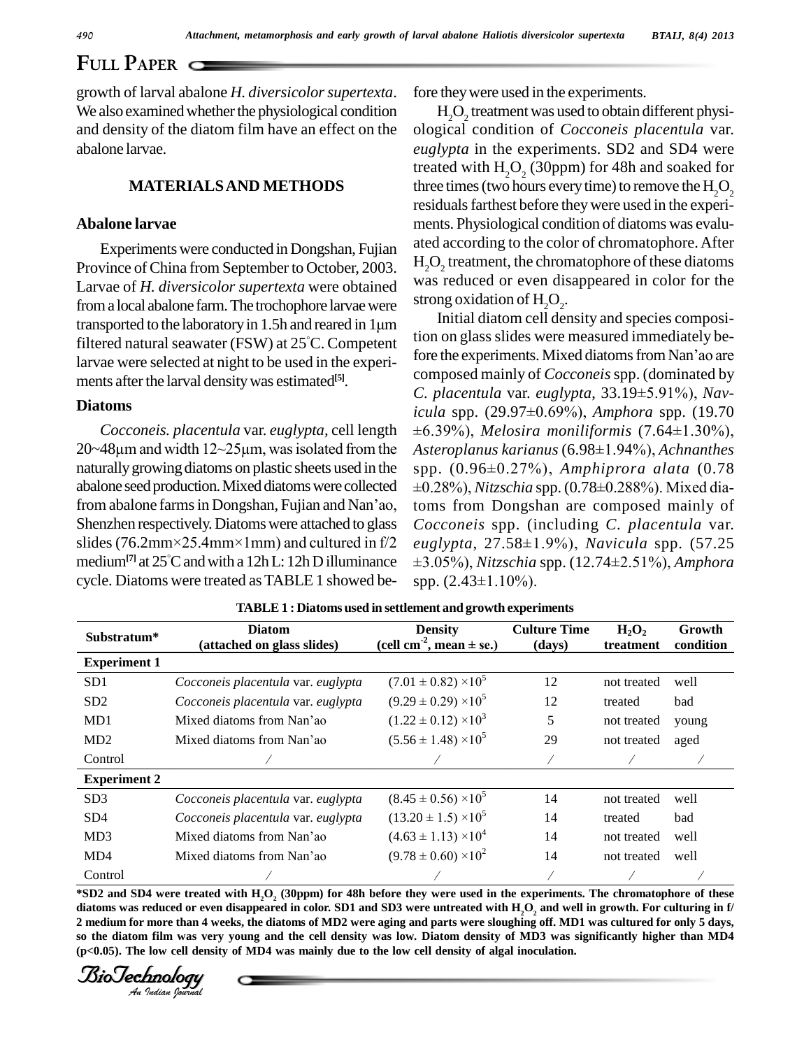growth of larval abalone *H. diversicolor supertexta*. We also examined whether the physiological condition and density of the diatom film have an effect on the abalone larvae.

## MATERIALS AND METHODS

### Abalone larvae

Experiments were conducted in Dongshan, Fujian Province of China from September to October, 2003. Larvae of *H. diversicolor supertexta* were obtained from a local abalone farm. The trochophore larvae were transported to the laboratory in 1.5h and reared in 1μm filtered natural seawater (FSW) at 25°C. Competent larvae were selected at night to be used in the experiments after the larval density was estimated[5].

### Diatoms

*Cocconeis. placentula* var. *euglypta,* cell length 20~48μm and width 12~25μm, was isolated from the naturally growing diatoms on plastic sheets used in the abalone seed production. Mixed diatoms were collected from abalone farms in Dongshan, Fujian and Nan'ao, Shenzhen respectively. Diatoms were attached to glass slides (76.2mm×25.4mm×1mm) and cultured in f/2 medium[7] at 25°C and with a 12h L: 12h D illuminance cycle. Diatoms were treated as TABLE 1 showed before they were used in the experiments.

$H_2O_2$ treatment was used to obtain different physiological condition of *Cocconeis placentula* var. *euglypta* in the experiments. SD2 and SD4 were treated with $H_2O_2$ (30ppm) for 48h and soaked for three times (two hours every time) to remove the $H_2O_2$ residuals farthest before they were used in the experiments. Physiological condition of diatoms was evaluated according to the color of chromatophore. After $H_2O_2$ treatment, the chromatophore of these diatoms was reduced or even disappeared in color for the strong oxidation of $H_2O_2$.

Initial diatom cell density and species composition on glass slides were measured immediately before the experiments. Mixed diatoms from Nan'ao are composed mainly of *Cocconeis* spp. (dominated by *C. placentula* var. *euglypta*, 33.19±5.91%), *Navicula* spp. (29.97±0.69%), *Amphora* spp. (19.70 ±6.39%), *Melosira moniliformis* (7.64±1.30%), *Asteroplanus karianus* (6.98±1.94%), *Achnanthes* spp. (0.96±0.27%), *Amphiprora alata* (0.78 ±0.28%), *Nitzschia* spp. (0.78±0.288%). Mixed diatoms from Dongshan are composed mainly of *Cocconeis* spp. (including *C. placentula* var. *euglypta*, 27.58±1.9%), *Navicula* spp. (57.25 ±3.05%), *Nitzschia* spp. (12.74±2.51%), *Amphora* spp. (2.43±1.10%).

**TABLE 1 : Diatoms used in settlement and growth experiments**

| Substratum* | Diatom (attached on glass slides) | Density (cell $cm^{-2}$, mean ± se.) | Culture Time (days) | $H_2O_2$ treatment | Growth condition |
|---|---|---|---|---|---|
| **Experiment 1** | | | | | |
| SD1 | *Cocconeis placentula* var. *euglypta* | $(7.01 \pm 0.82) \times 10^5$ | 12 | not treated | well |
| SD2 | *Cocconeis placentula* var. *euglypta* | $(9.29 \pm 0.29) \times 10^5$ | 12 | treated | bad |
| MD1 | Mixed diatoms from Nan'ao | $(1.22 \pm 0.12) \times 10^3$ | 5 | not treated | young |
| MD2 | Mixed diatoms from Nan'ao | $(5.56 \pm 1.48) \times 10^5$ | 29 | not treated | aged |
| Control | / | / | / | / | / |
| **Experiment 2** | | | | | |
| SD3 | *Cocconeis placentula* var. *euglypta* | $(8.45 \pm 0.56) \times 10^5$ | 14 | not treated | well |
| SD4 | *Cocconeis placentula* var. *euglypta* | $(13.20 \pm 1.5) \times 10^5$ | 14 | treated | bad |
| MD3 | Mixed diatoms from Nan'ao | $(4.63 \pm 1.13) \times 10^4$ | 14 | not treated | well |
| MD4 | Mixed diatoms from Nan'ao | $(9.78 \pm 0.60) \times 10^2$ | 14 | not treated | well |
| Control | / | / | / | / | / |

**\*SD2 and SD4 were treated with $H_2O_2$ (30ppm) for 48h before they were used in the experiments. The chromatophore of these diatoms was reduced or even disappeared in color. SD1 and SD3 were untreated with $H_2O_2$ and well in growth. For culturing in f/2 medium for more than 4 weeks, the diatoms of MD2 were aging and parts were sloughing off. MD1 was cultured for only 5 days, so the diatom film was very young and the cell density was low. Diatom density of MD3 was significantly higher than MD4 ($p<0.05$). The low cell density of MD4 was mainly due to the low cell density of algal inoculation.**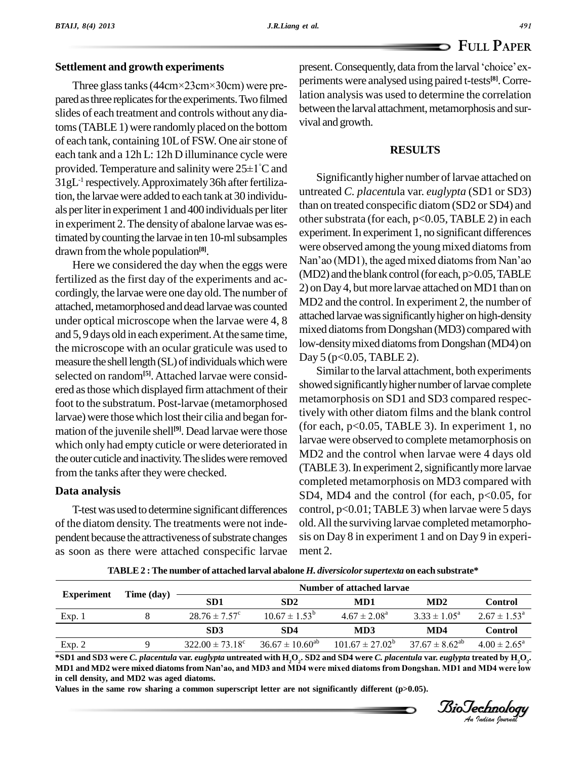### Settlement and growth experiments

Three glass tanks (44cm×23cm×30cm) were prepared as three replicates for the experiments. Two filmed slides of each treatment and controls without any diatoms (TABLE 1) were randomly placed on the bottom of each tank, containing 10L of FSW. One air stone of each tank and a 12h L: 12h D illuminance cycle were provided. Temperature and salinity were 25±1°C and $31gL^{-1}$ respectively. Approximately 36h after fertilization, the larvae were added to each tank at 30 individuals per liter in experiment 1 and 400 individuals per liter in experiment 2. The density of abalone larvae was estimated by counting the larvae in ten 10-ml subsamples drawn from the whole population[8].

Here we considered the day when the eggs were fertilized as the first day of the experiments and accordingly, the larvae were one day old. The number of attached, metamorphosed and dead larvae was counted under optical microscope when the larvae were 4, 8 and 5, 9 days old in each experiment. At the same time, the microscope with an ocular graticule was used to measure the shell length (SL) of individuals which were selected on random[5]. Attached larvae were considered as those which displayed firm attachment of their foot to the substratum. Post-larvae (metamorphosed larvae) were those which lost their cilia and began formation of the juvenile shell[9]. Dead larvae were those which only had empty cuticle or were deteriorated in the outer cuticle and inactivity. The slides were removed from the tanks after they were checked.

### Data analysis

T-test was used to determine significant differences of the diatom density. The treatments were not independent because the attractiveness of substrate changes as soon as there were attached conspecific larvae present. Consequently, data from the larval 'choice' experiments were analysed using paired t-tests[8]. Correlation analysis was used to determine the correlation between the larval attachment, metamorphosis and survival and growth.

## RESULTS

Significantly higher number of larvae attached on untreated *C. placentula* var. *euglypta* (SD1 or SD3) than on treated conspecific diatom (SD2 or SD4) and other substrata (for each, $p<0.05$, TABLE 2) in each experiment. In experiment 1, no significant differences were observed among the young mixed diatoms from Nan'ao (MD1), the aged mixed diatoms from Nan'ao (MD2) and the blank control (for each, $p>0.05$, TABLE 2) on Day 4, but more larvae attached on MD1 than on MD2 and the control. In experiment 2, the number of attached larvae was significantly higher on high-density mixed diatoms from Dongshan (MD3) compared with low-density mixed diatoms from Dongshan (MD4) on Day 5 ($p<0.05$, TABLE 2).

Similar to the larval attachment, both experiments showed significantly higher number of larvae complete metamorphosis on SD1 and SD3 compared respectively with other diatom films and the blank control (for each, $p<0.05$, TABLE 3). In experiment 1, no larvae were observed to complete metamorphosis on MD2 and the control when larvae were 4 days old (TABLE 3). In experiment 2, significantly more larvae completed metamorphosis on MD3 compared with SD4, MD4 and the control (for each, $p<0.05$, for control, $p<0.01$; TABLE 3) when larvae were 5 days old. All the surviving larvae completed metamorphosis on Day 8 in experiment 1 and on Day 9 in experiment 2.

**TABLE 2 : The number of attached larval abalone *H. diversicolor supertexta* on each substrate***

| Experiment | Time (day) | Number of attached larvae | | | | |
|---|---|---|---|---|---|---|
| | | SD1 | SD2 | MD1 | MD2 | Control |
| Exp. 1 | 8 | $28.76 \pm 7.57^c$ | $10.67 \pm 1.53^b$ | $4.67 \pm 2.08^a$ | $3.33 \pm 1.05^a$ | $2.67 \pm 1.53^a$ |
| | | SD3 | SD4 | MD3 | MD4 | Control |
| Exp. 2 | 9 | $322.00 \pm 73.18^c$ | $36.67 \pm 10.60^{ab}$ | $101.67 \pm 27.02^b$ | $37.67 \pm 8.62^{ab}$ | $4.00 \pm 2.65^a$ |

***SD1 and SD3 were *C. placentula* var. *euglypta* untreated with $H_2O_2$. SD2 and SD4 were *C. placentula* var. *euglypta* treated by $H_2O_2$. MD1 and MD2 were mixed diatoms from Nan'ao, and MD3 and MD4 were mixed diatoms from Dongshan. MD1 and MD4 were low in cell density, and MD2 was aged diatoms.**

**Values in the same row sharing a common superscript letter are not significantly different ($p>0.05$).**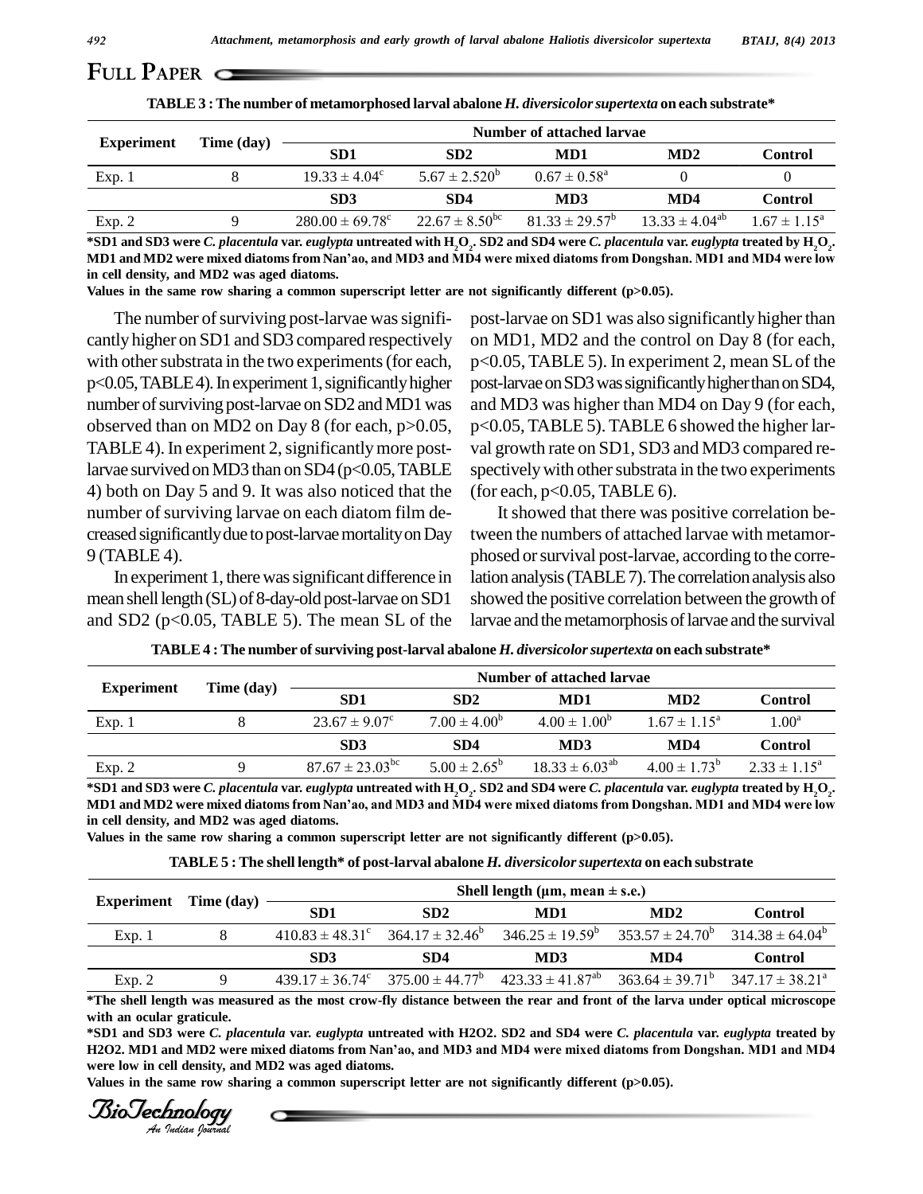**TABLE 3 : The number of metamorphosed larval abalone *H. diversicolor supertexta* on each substrate***

| Experiment | Time (day) | Number of attached larvae | | | | |
|---|---|---|---|---|---|---|
| | | SD1 | SD2 | MD1 | MD2 | Control |
| Exp. 1 | 8 | $19.33 \pm 4.04^{c}$ | $5.67 \pm 2.520^{b}$ | $0.67 \pm 0.58^{a}$ | 0 | 0 |
| | | SD3 | SD4 | MD3 | MD4 | Control |
| Exp. 2 | 9 | $280.00 \pm 69.78^{c}$ | $22.67 \pm 8.50^{bc}$ | $81.33 \pm 29.57^{b}$ | $13.33 \pm 4.04^{ab}$ | $1.67 \pm 1.15^{a}$ |

***SD1 and SD3 were *C. placentula* var. *euglypta* untreated with $H_2O_2$. SD2 and SD4 were *C. placentula* var. *euglypta* treated by $H_2O_2$. MD1 and MD2 were mixed diatoms from Nan'ao, and MD3 and MD4 were mixed diatoms from Dongshan. MD1 and MD4 were low in cell density, and MD2 was aged diatoms.**

**Values in the same row sharing a common superscript letter are not significantly different ($p>0.05$).**

The number of surviving post-larvae was significantly higher on SD1 and SD3 compared respectively with other substrata in the two experiments (for each, $p<0.05$, TABLE 4). In experiment 1, significantly higher number of surviving post-larvae on SD2 and MD1 was observed than on MD2 on Day 8 (for each, $p>0.05$, TABLE 4). In experiment 2, significantly more post-larvae survived on MD3 than on SD4 ($p<0.05$, TABLE 4) both on Day 5 and 9. It was also noticed that the number of surviving larvae on each diatom film decreased significantly due to post-larvae mortality on Day 9 (TABLE 4).

In experiment 1, there was significant difference in mean shell length (SL) of 8-day-old post-larvae on SD1 and SD2 ($p<0.05$, TABLE 5). The mean SL of the post-larvae on SD1 was also significantly higher than on MD1, MD2 and the control on Day 8 (for each, $p<0.05$, TABLE 5). In experiment 2, mean SL of the post-larvae on SD3 was significantly higher than on SD4, and MD3 was higher than MD4 on Day 9 (for each, $p<0.05$, TABLE 5). TABLE 6 showed the higher larval growth rate on SD1, SD3 and MD3 compared respectively with other substrata in the two experiments (for each, $p<0.05$, TABLE 6).

It showed that there was positive correlation between the numbers of attached larvae with metamorphosed or survival post-larvae, according to the correlation analysis (TABLE 7). The correlation analysis also showed the positive correlation between the growth of larvae and the metamorphosis of larvae and the survival

**TABLE 4 : The number of surviving post-larval abalone *H. diversicolor supertexta* on each substrate***

| Experiment | Time (day) | Number of attached larvae | | | | |
|---|---|---|---|---|---|---|
| | | SD1 | SD2 | MD1 | MD2 | Control |
| Exp. 1 | 8 | $23.67 \pm 9.07^{c}$ | $7.00 \pm 4.00^{b}$ | $4.00 \pm 1.00^{b}$ | $1.67 \pm 1.15^{a}$ | $1.00^{a}$ |
| | | SD3 | SD4 | MD3 | MD4 | Control |
| Exp. 2 | 9 | $87.67 \pm 23.03^{bc}$ | $5.00 \pm 2.65^{b}$ | $18.33 \pm 6.03^{ab}$ | $4.00 \pm 1.73^{b}$ | $2.33 \pm 1.15^{a}$ |

***SD1 and SD3 were *C. placentula* var. *euglypta* untreated with $H_2O_2$. SD2 and SD4 were *C. placentula* var. *euglypta* treated by $H_2O_2$. MD1 and MD2 were mixed diatoms from Nan'ao, and MD3 and MD4 were mixed diatoms from Dongshan. MD1 and MD4 were low in cell density, and MD2 was aged diatoms.**

**Values in the same row sharing a common superscript letter are not significantly different ($p>0.05$).**

**TABLE 5 : The shell length* of post-larval abalone *H. diversicolor supertexta* on each substrate**

| Experiment | Time (day) | Shell length (μm, mean ± s.e.) | | | | |
|---|---|---|---|---|---|---|
| | | SD1 | SD2 | MD1 | MD2 | Control |
| Exp. 1 | 8 | $410.83 \pm 48.31^{c}$ | $364.17 \pm 32.46^{b}$ | $346.25 \pm 19.59^{b}$ | $353.57 \pm 24.70^{b}$ | $314.38 \pm 64.04^{b}$ |
| | | SD3 | SD4 | MD3 | MD4 | Control |
| Exp. 2 | 9 | $439.17 \pm 36.74^{c}$ | $375.00 \pm 44.77^{b}$ | $423.33 \pm 41.87^{ab}$ | $363.64 \pm 39.71^{b}$ | $347.17 \pm 38.21^{a}$ |

***The shell length was measured as the most crow-fly distance between the rear and front of the larva under optical microscope with an ocular graticule.**

***SD1 and SD3 were *C. placentula* var. *euglypta* untreated with H2O2. SD2 and SD4 were *C. placentula* var. *euglypta* treated by H2O2. MD1 and MD2 were mixed diatoms from Nan'ao, and MD3 and MD4 were mixed diatoms from Dongshan. MD1 and MD4 were low in cell density, and MD2 was aged diatoms.**

**Values in the same row sharing a common superscript letter are not significantly different ($p>0.05$).**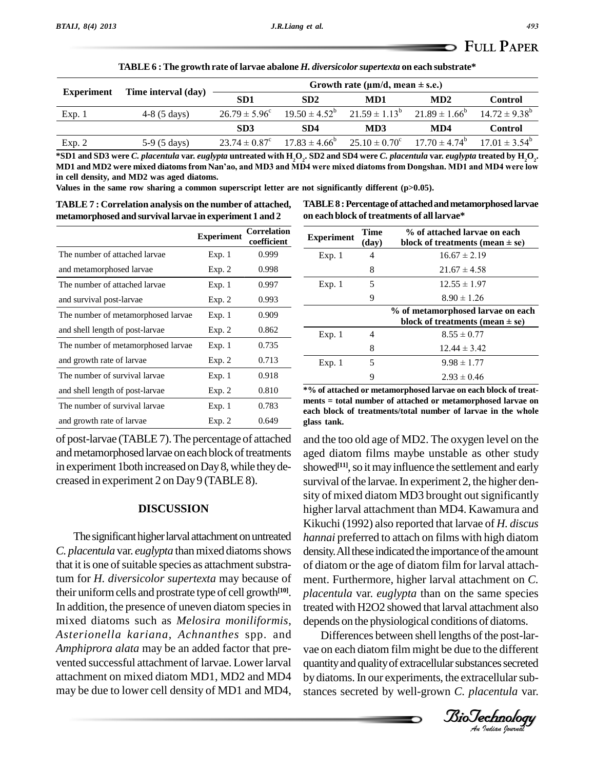**TABLE 6 : The growth rate of larvae abalone *H. diversicolor supertexta* on each substrate***

| Experiment | Time interval (day) | Growth rate (μm/d, mean ± s.e.) | | | | |
|---|---|---|---|---|---|---|
| | | SD1 | SD2 | MD1 | MD2 | Control |
| Exp. 1 | 4-8 (5 days) | $26.79 \pm 5.96^c$ | $19.50 \pm 4.52^b$ | $21.59 \pm 1.13^b$ | $21.89 \pm 1.66^b$ | $14.72 \pm 9.38^b$ |
| | | SD3 | SD4 | MD3 | MD4 | Control |
| Exp. 2 | 5-9 (5 days) | $23.74 \pm 0.87^c$ | $17.83 \pm 4.66^b$ | $25.10 \pm 0.70^c$ | $17.70 \pm 4.74^b$ | $17.01 \pm 3.54^b$ |

***SD1 and SD3 were *C. placentula* var. *euglypta* untreated with $H_2O_2$. SD2 and SD4 were *C. placentula* var. *euglypta* treated by $H_2O_2$. MD1 and MD2 were mixed diatoms from Nan'ao, and MD3 and MD4 were mixed diatoms from Dongshan. MD1 and MD4 were low in cell density, and MD2 was aged diatoms.**

**Values in the same row sharing a common superscript letter are not significantly different ($p > 0.05$).**

**TABLE 7 : Correlation analysis on the number of attached, metamorphosed and survival larvae in experiment 1 and 2**

| | Experiment | Correlation coefficient |
|---|---|---|
| The number of attached larvae | Exp. 1 | 0.999 |
| and metamorphosed larvae | Exp. 2 | 0.998 |
| The number of attached larvae | Exp. 1 | 0.997 |
| and survival post-larvae | Exp. 2 | 0.993 |
| The number of metamorphosed larvae | Exp. 1 | 0.909 |
| and shell length of post-larvae | Exp. 2 | 0.862 |
| The number of metamorphosed larvae | Exp. 1 | 0.735 |
| and growth rate of larvae | Exp. 2 | 0.713 |
| The number of survival larvae | Exp. 1 | 0.918 |
| and shell length of post-larvae | Exp. 2 | 0.810 |
| The number of survival larvae | Exp. 1 | 0.783 |
| and growth rate of larvae | Exp. 2 | 0.649 |

**TABLE 8 : Percentage of attached and metamorphosed larvae on each block of treatments of all larvae***

| Experiment | Time (day) | % of attached larvae on each block of treatments (mean ± se) |
|---|---|---|
| Exp. 1 | 4 | 16.67 ± 2.19 |
| | 8 | 21.67 ± 4.58 |
| Exp. 1 | 5 | 12.55 ± 1.97 |
| | 9 | 8.90 ± 1.26 |
| | | **% of metamorphosed larvae on each block of treatments (mean ± se)** |
| Exp. 1 | 4 | 8.55 ± 0.77 |
| | 8 | 12.44 ± 3.42 |
| Exp. 1 | 5 | 9.98 ± 1.77 |
| | 9 | 2.93 ± 0.46 |

***% of attached or metamorphosed larvae on each block of treatments = total number of attached or metamorphosed larvae on each block of treatments/total number of larvae in the whole glass tank.**

of post-larvae (TABLE 7). The percentage of attached and metamorphosed larvae on each block of treatments in experiment 1both increased on Day 8, while they decreased in experiment 2 on Day 9 (TABLE 8).

## DISCUSSION

The significant higher larval attachment on untreated *C. placentula* var. *euglypta* than mixed diatoms shows that it is one of suitable species as attachment substratum for *H. diversicolor supertexta* may because of their uniform cells and prostrate type of cell growth[10]. In addition, the presence of uneven diatom species in mixed diatoms such as *Melosira moniliformis*, *Asterionella kariana*, *Achnanthes* spp. and *Amphiprora alata* may be an added factor that prevented successful attachment of larvae. Lower larval attachment on mixed diatom MD1, MD2 and MD4 may be due to lower cell density of MD1 and MD4, and the too old age of MD2. The oxygen level on the aged diatom films maybe unstable as other study showed[11], so it may influence the settlement and early survival of the larvae. In experiment 2, the higher density of mixed diatom MD3 brought out significantly higher larval attachment than MD4. Kawamura and Kikuchi (1992) also reported that larvae of *H. discus hannai* preferred to attach on films with high diatom density. All these indicated the importance of the amount of diatom or the age of diatom film for larval attachment. Furthermore, higher larval attachment on *C. placentula* var. *euglypta* than on the same species treated with H2O2 showed that larval attachment also depends on the physiological conditions of diatoms.

Differences between shell lengths of the post-larvae on each diatom film might be due to the different quantity and quality of extracellular substances secreted by diatoms. In our experiments, the extracellular substances secreted by well-grown *C. placentula* var.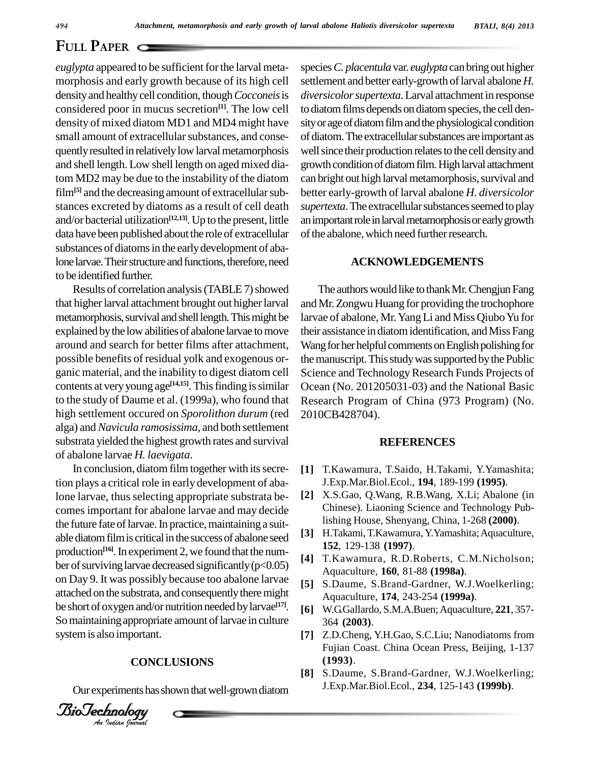*euglypta* appeared to be sufficient for the larval metamorphosis and early growth because of its high cell density and healthy cell condition, though *Cocconeis* is considered poor in mucus secretion[1]. The low cell density of mixed diatom MD1 and MD4 might have small amount of extracellular substances, and consequently resulted in relatively low larval metamorphosis and shell length. Low shell length on aged mixed diatom MD2 may be due to the instability of the diatom film[5] and the decreasing amount of extracellular substances excreted by diatoms as a result of cell death and/or bacterial utilization[12,13]. Up to the present, little data have been published about the role of extracellular substances of diatoms in the early development of abalone larvae. Their structure and functions, therefore, need to be identified further.

Results of correlation analysis (TABLE 7) showed that higher larval attachment brought out higher larval metamorphosis, survival and shell length. This might be explained by the low abilities of abalone larvae to move around and search for better films after attachment, possible benefits of residual yolk and exogenous organic material, and the inability to digest diatom cell contents at very young age[14,15]. This finding is similar to the study of Daume et al. (1999a), who found that high settlement occured on *Sporolithon durum* (red alga) and *Navicula ramosissima*, and both settlement substrata yielded the highest growth rates and survival of abalone larvae *H. laevigata*.

In conclusion, diatom film together with its secretion plays a critical role in early development of abalone larvae, thus selecting appropriate substrata becomes important for abalone larvae and may decide the future fate of larvae. In practice, maintaining a suitable diatom film is critical in the success of abalone seed production[16]. In experiment 2, we found that the number of surviving larvae decreased significantly ($p<0.05$) on Day 9. It was possibly because too abalone larvae attached on the substrata, and consequently there might be short of oxygen and/or nutrition needed by larvae[17]. So maintaining appropriate amount of larvae in culture system is also important.

## CONCLUSIONS

Our experiments has shown that well-grown diatom species *C. placentula* var. *euglypta* can bring out higher settlement and better early-growth of larval abalone *H. diversicolor supertexta*. Larval attachment in response to diatom films depends on diatom species, the cell density or age of diatom film and the physiological condition of diatom. The extracellular substances are important as well since their production relates to the cell density and growth condition of diatom film. High larval attachment can bright out high larval metamorphosis, survival and better early-growth of larval abalone *H. diversicolor supertexta*. The extracellular substances seemed to play an important role in larval metamorphosis or early growth of the abalone, which need further research.

## ACKNOWLEDGEMENTS

The authors would like to thank Mr. Chengjun Fang and Mr. Zongwu Huang for providing the trochophore larvae of abalone, Mr. Yang Li and Miss Qiubo Yu for their assistance in diatom identification, and Miss Fang Wang for her helpful comments on English polishing for the manuscript. This study was supported by the Public Science and Technology Research Funds Projects of Ocean (No. 201205031-03) and the National Basic Research Program of China (973 Program) (No. 2010CB428704).

## REFERENCES

[1] T.Kawamura, T.Saido, H.Takami, Y.Yamashita; J.Exp.Mar.Biol.Ecol., **194**, 189-199 **(1995)**.

[2] X.S.Gao, Q.Wang, R.B.Wang, X.Li; Abalone (in Chinese). Liaoning Science and Technology Publishing House, Shenyang, China, 1-268 **(2000)**.

[3] H.Takami, T.Kawamura, Y.Yamashita; Aquaculture, **152**, 129-138 **(1997)**.

[4] T.Kawamura, R.D.Roberts, C.M.Nicholson; Aquaculture, **160**, 81-88 **(1998a)**.

[5] S.Daume, S.Brand-Gardner, W.J.Woelkerling; Aquaculture, **174**, 243-254 **(1999a)**.

[6] W.G.Gallardo, S.M.A.Buen; Aquaculture, **221**, 357-364 **(2003)**.

[7] Z.D.Cheng, Y.H.Gao, S.C.Liu; Nanodiatoms from Fujian Coast. China Ocean Press, Beijing, 1-137 **(1993)**.

[8] S.Daume, S.Brand-Gardner, W.J.Woelkerling; J.Exp.Mar.Biol.Ecol., **234**, 125-143 **(1999b)**.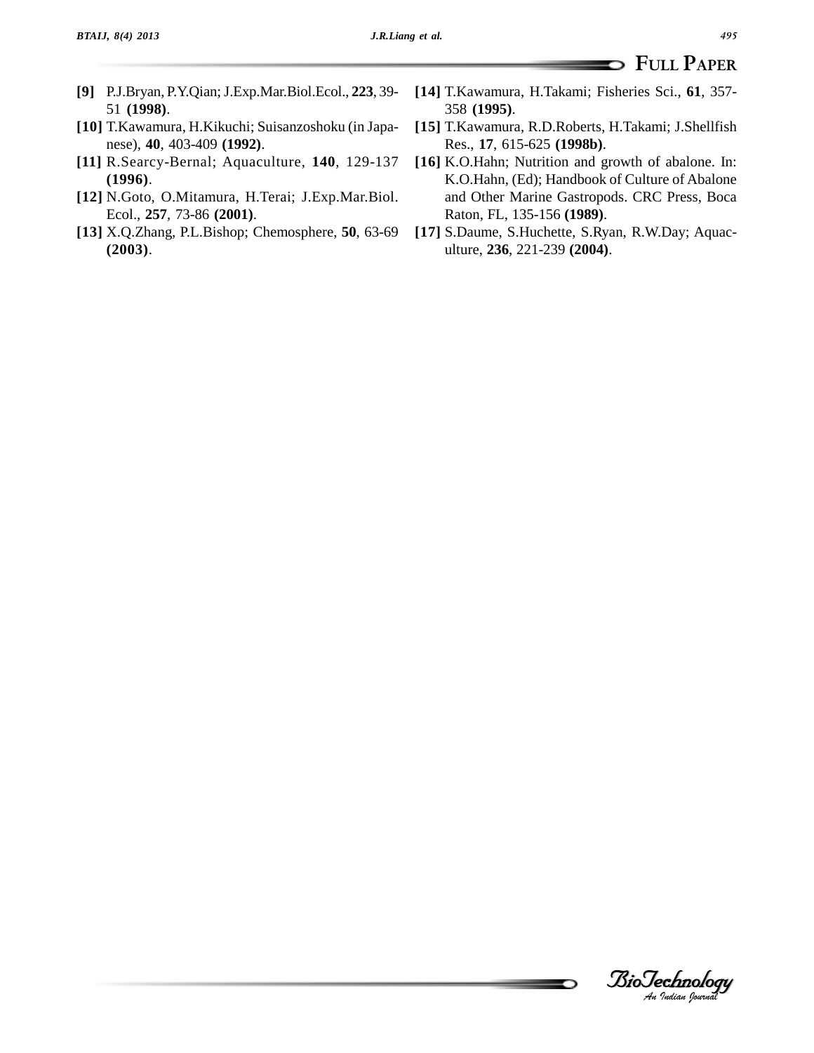**[9]** P.J.Bryan, P.Y.Qian; J.Exp.Mar.Biol.Ecol., **223**, 39-51 **(1998)**.

**[10]** T.Kawamura, H.Kikuchi; Suisanzoshoku (in Japanese), **40**, 403-409 **(1992)**.

**[11]** R.Searcy-Bernal; Aquaculture, **140**, 129-137 **(1996)**.

**[12]** N.Goto, O.Mitamura, H.Terai; J.Exp.Mar.Biol. Ecol., **257**, 73-86 **(2001)**.

**[13]** X.Q.Zhang, P.L.Bishop; Chemosphere, **50**, 63-69 **(2003)**.

**[14]** T.Kawamura, H.Takami; Fisheries Sci., **61**, 357-358 **(1995)**.

**[15]** T.Kawamura, R.D.Roberts, H.Takami; J.Shellfish Res., **17**, 615-625 **(1998b)**.

**[16]** K.O.Hahn; Nutrition and growth of abalone. In: K.O.Hahn, (Ed); Handbook of Culture of Abalone and Other Marine Gastropods. CRC Press, Boca Raton, FL, 135-156 **(1989)**.

**[17]** S.Daume, S.Huchette, S.Ryan, R.W.Day; Aquaculture, **236**, 221-239 **(2004)**.